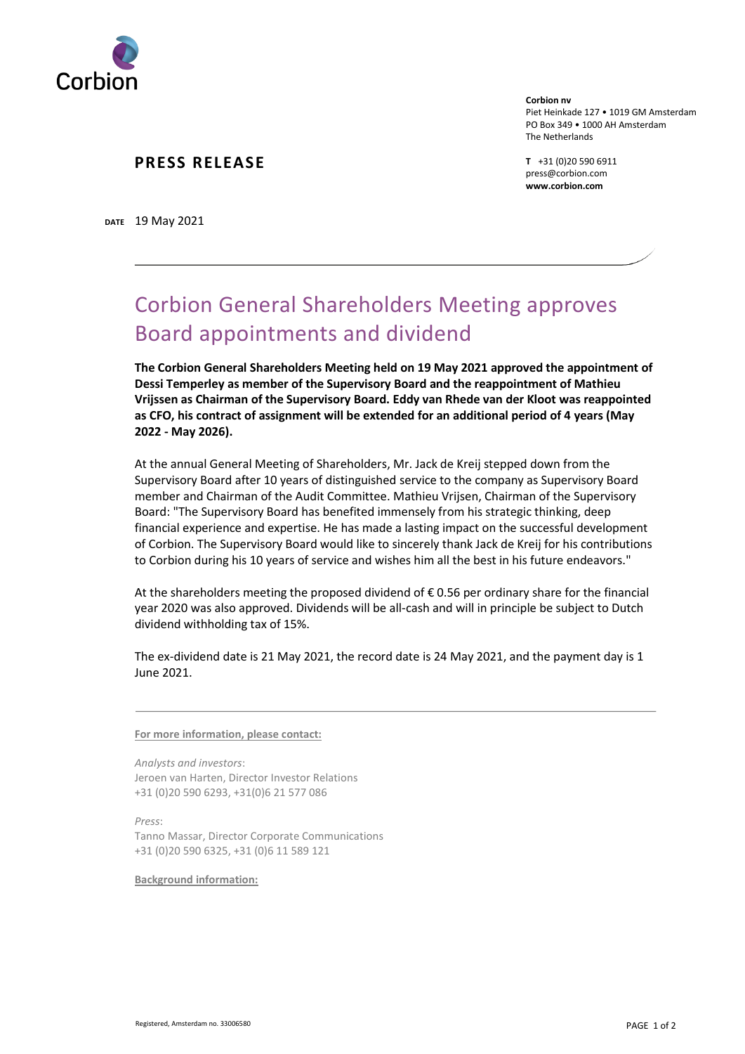Corbion

**Corbion nv**
Piet Heinkade 127 • 1019 GM Amsterdam
PO Box 349 • 1000 AH Amsterdam
The Netherlands

**T** +31 (0)20 590 6911
press@corbion.com
**www.corbion.com**

**PRESS RELEASE**

**DATE** 19 May 2021

# Corbion General Shareholders Meeting approves Board appointments and dividend

**The Corbion General Shareholders Meeting held on 19 May 2021 approved the appointment of Dessi Temperley as member of the Supervisory Board and the reappointment of Mathieu Vrijssen as Chairman of the Supervisory Board. Eddy van Rhede van der Kloot was reappointed as CFO, his contract of assignment will be extended for an additional period of 4 years (May 2022 - May 2026).**

At the annual General Meeting of Shareholders, Mr. Jack de Kreij stepped down from the Supervisory Board after 10 years of distinguished service to the company as Supervisory Board member and Chairman of the Audit Committee. Mathieu Vrijsen, Chairman of the Supervisory Board: "The Supervisory Board has benefited immensely from his strategic thinking, deep financial experience and expertise. He has made a lasting impact on the successful development of Corbion. The Supervisory Board would like to sincerely thank Jack de Kreij for his contributions to Corbion during his 10 years of service and wishes him all the best in his future endeavors."

At the shareholders meeting the proposed dividend of € 0.56 per ordinary share for the financial year 2020 was also approved. Dividends will be all-cash and will in principle be subject to Dutch dividend withholding tax of 15%.

The ex-dividend date is 21 May 2021, the record date is 24 May 2021, and the payment day is 1 June 2021.

---

**For more information, please contact:**

*Analysts and investors*:
Jeroen van Harten, Director Investor Relations
+31 (0)20 590 6293, +31(0)6 21 577 086

*Press*:
Tanno Massar, Director Corporate Communications
+31 (0)20 590 6325, +31 (0)6 11 589 121

**Background information:**

Registered, Amsterdam no. 33006580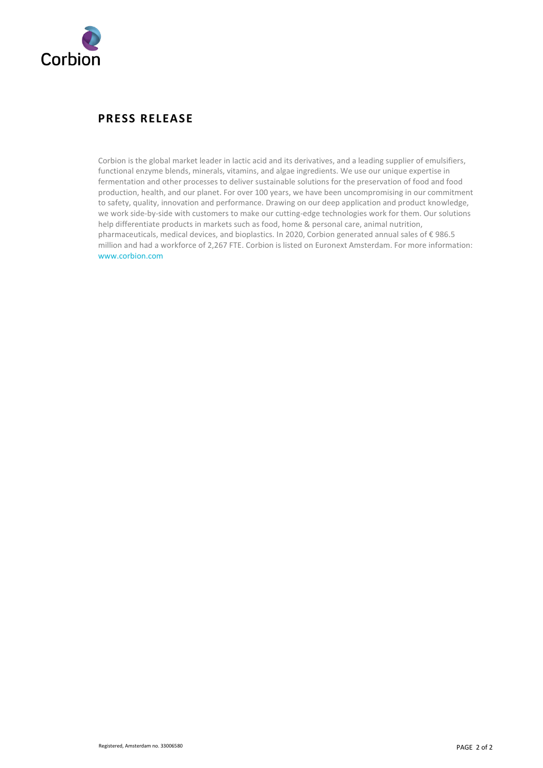## PRESS RELEASE

Corbion is the global market leader in lactic acid and its derivatives, and a leading supplier of emulsifiers, functional enzyme blends, minerals, vitamins, and algae ingredients. We use our unique expertise in fermentation and other processes to deliver sustainable solutions for the preservation of food and food production, health, and our planet. For over 100 years, we have been uncompromising in our commitment to safety, quality, innovation and performance. Drawing on our deep application and product knowledge, we work side-by-side with customers to make our cutting-edge technologies work for them. Our solutions help differentiate products in markets such as food, home & personal care, animal nutrition, pharmaceuticals, medical devices, and bioplastics. In 2020, Corbion generated annual sales of € 986.5 million and had a workforce of 2,267 FTE. Corbion is listed on Euronext Amsterdam. For more information: www.corbion.com

Registered, Amsterdam no. 33006580